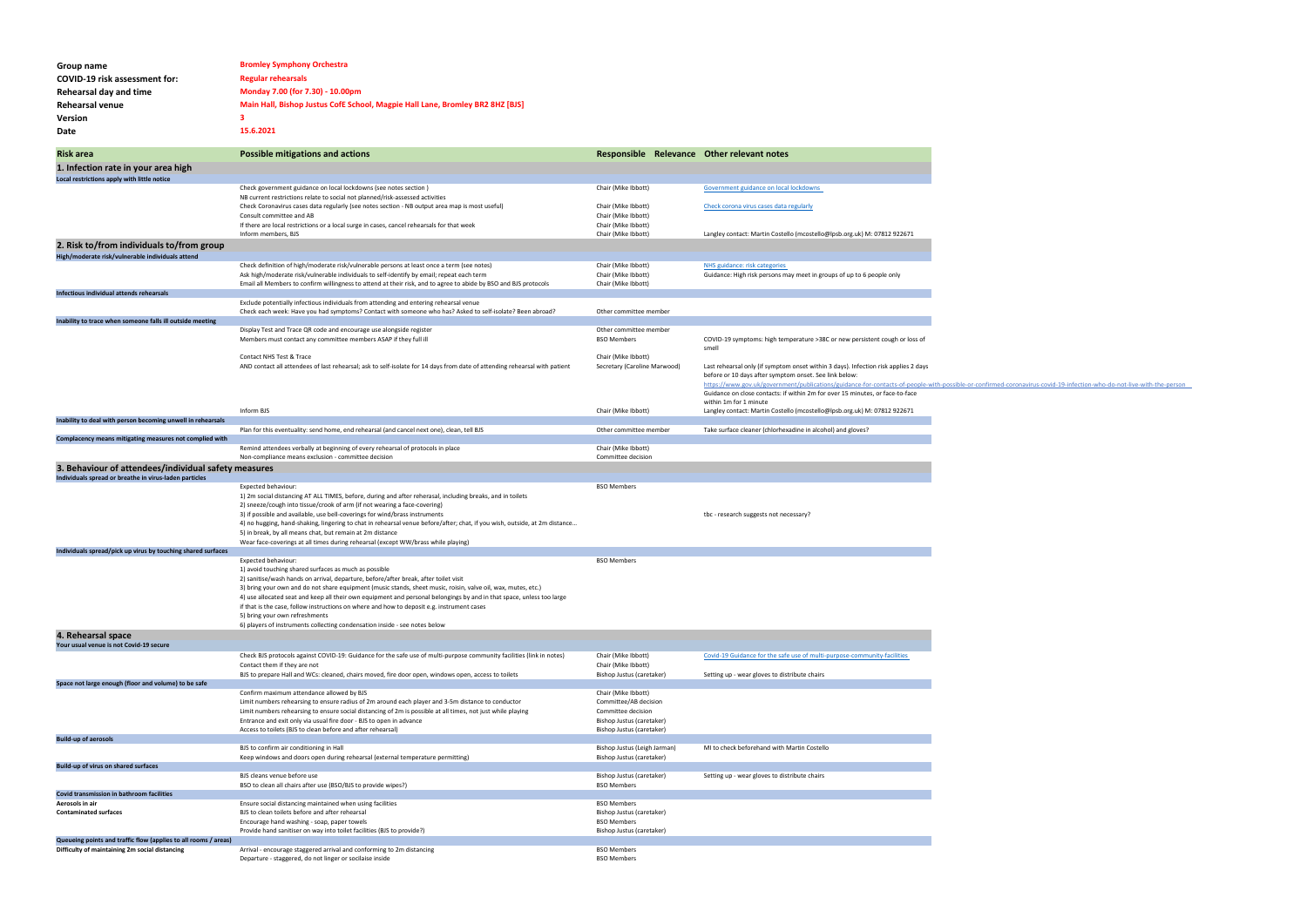| | |
|---|---|
| **Group name** | **Bromley Symphony Orchestra** |
| **COVID-19 risk assessment for:** | **Regular rehearsals** |
| **Rehearsal day and time** | **Monday 7.00 (for 7.30) - 10.00pm** |
| **Rehearsal venue** | **Main Hall, Bishop Justus CofE School, Magpie Hall Lane, Bromley BR2 8HZ [BJS]** |
| **Version** | **3** |
| **Date** | **15.6.2021** |

| Risk area | Possible mitigations and actions | Responsible | Relevance | Other relevant notes |
|---|---|---|---|---|
| **1. Infection rate in your area high** | | | | |
| **Local restrictions apply with little notice** | | | | |
| | Check government guidance on local lockdowns (see notes section ) | Chair (Mike Ibbott) | | Government guidance on local lockdowns |
| | NB current restrictions relate to social not planned/risk-assessed activities | | | |
| | Check Coronavirus cases data regularly (see notes section - NB output area map is most useful) | Chair (Mike Ibbott) | | Check corona virus cases data regularly |
| | Consult committee and AB | Chair (Mike Ibbott) | | |
| | If there are local restrictions or a local surge in cases, cancel rehearsals for that week | Chair (Mike Ibbott) | | |
| | Inform members, BJS | Chair (Mike Ibbott) | | Langley contact: Martin Costello (mcostello@lpsb.org.uk) M: 07812 922671 |
| **2. Risk to/from individuals to/from group** | | | | |
| **High/moderate risk/vulnerable individuals attend** | | | | |
| | Check definition of high/moderate risk/vulnerable persons at least once a term (see notes) | Chair (Mike Ibbott) | | NHS guidance: risk categories |
| | Ask high/moderate risk/vulnerable individuals to self-identify by email; repeat each term | Chair (Mike Ibbott) | | Guidance: High risk persons may meet in groups of up to 6 people only |
| | Email all Members to confirm willingness to attend at their risk, and to agree to abide by BSO and BJS protocols | Chair (Mike Ibbott) | | |
| **Infectious individual attends rehearsals** | | | | |
| | Exclude potentially infectious individuals from attending and entering rehearsal venue | | | |
| | Check each week: Have you had symptoms? Contact with someone who has? Asked to self-isolate? Been abroad? | Other committee member | | |
| **Inability to trace when someone falls ill outside meeting** | | | | |
| | Display Test and Trace QR code and encourage use alongside register | Other committee member | | |
| | Members must contact any committee members ASAP if they fall ill | BSO Members | | COVID-19 symptoms: high temperature >38C or new persistent cough or loss of smell |
| | Contact NHS Test & Trace | Chair (Mike Ibbott) | | |
| | AND contact all attendees of last rehearsal; ask to self-isolate for 14 days from date of attending rehearsal with patient | Secretary (Caroline Marwood) | | Last rehearsal only (if symptom onset within 3 days). Infection risk applies 2 days before or 10 days after symptom onset. See link below: https://www.gov.uk/government/publications/guidance-for-contacts-of-people-with-possible-or-confirmed-coronavirus-covid-19-infection-who-do-not-live-with-the-person Guidance on close contacts: if within 2m for over 15 minutes, or face-to-face within 1m for 1 minute |
| | Inform BJS | Chair (Mike Ibbott) | | Langley contact: Martin Costello (mcostello@lpsb.org.uk) M: 07812 922671 |
| **Inability to deal with person becoming unwell in rehearsals** | | | | |
| | Plan for this eventuality: send home, end rehearsal (and cancel next one), clean, tell BJS | Other committee member | | Take surface cleaner (chlorhexadine in alcohol) and gloves? |
| **Complacency means mitigating measures not complied with** | | | | |
| | Remind attendees verbally at beginning of every rehearsal of protocols in place | Chair (Mike Ibbott) | | |
| | Non-compliance means exclusion - committee decision | Committee decision | | |
| **3. Behaviour of attendees/individual safety measures** | | | | |
| **Individuals spread or breathe in virus-laden particles** | | | | |
| | Expected behaviour: | BSO Members | | |
| | 1) 2m social distancing AT ALL TIMES, before, during and after reherasal, including breaks, and in toilets | | | |
| | 2) sneeze/cough into tissue/crook of arm (if not wearing a face-covering) | | | |
| | 3) if possible and available, use bell-coverings for wind/brass instruments | | | tbc - research suggests not necessary? |
| | 4) no hugging, hand-shaking, lingering to chat in rehearsal venue before/after; chat, if you wish, outside, at 2m distance... | | | |
| | 5) in break, by all means chat, but remain at 2m distance | | | |
| | Wear face-coverings at all times during rehearsal (except WW/brass while playing) | | | |
| **Individuals spread/pick up virus by touching shared surfaces** | | | | |
| | Expected behaviour: | BSO Members | | |
| | 1) avoid touching shared surfaces as much as possible | | | |
| | 2) sanitise/wash hands on arrival, departure, before/after break, after toilet visit | | | |
| | 3) bring your own and do not share equipment (music stands, sheet music, roisin, valve oil, wax, mutes, etc.) | | | |
| | 4) use allocated seat and keep all their own equipment and personal belongings by and in that space, unless too large | | | |
| | if that is the case, follow instructions on where and how to deposit e.g. instrument cases | | | |
| | 5) bring your own refreshments | | | |
| | 6) players of instruments collecting condensation inside - see notes below | | | |
| **4. Rehearsal space** | | | | |
| **Your usual venue is not Covid-19 secure** | | | | |
| | Check BJS protocols against COVID-19: Guidance for the safe use of multi-purpose community facilities (link in notes) | Chair (Mike Ibbott) | | Covid-19 Guidance for the safe use of multi-purpose-community-facilities |
| | Contact them if they are not | Chair (Mike Ibbott) | | |
| | BJS to prepare Hall and WCs: cleaned, chairs moved, fire door open, windows open, access to toilets | Bishop Justus (caretaker) | | Setting up - wear gloves to distribute chairs |
| **Space not large enough (floor and volume) to be safe** | | | | |
| | Confirm maximum attendance allowed by BJS | Chair (Mike Ibbott) | | |
| | Limit numbers rehearsing to ensure radius of 2m around each player and 3-5m distance to conductor | Committee/AB decision | | |
| | Limit numbers rehearsing to ensure social distancing of 2m is possible at all times, not just while playing | Committee decision | | |
| | Entrance and exit only via usual fire door - BJS to open in advance | Bishop Justus (caretaker) | | |
| | Access to toilets (BJS to clean before and after rehearsal) | Bishop Justus (caretaker) | | |
| **Build-up of aerosols** | | | | |
| | BJS to confirm air conditioning in Hall | Bishop Justus (Leigh Jarman) | | MI to check beforehand with Martin Costello |
| | Keep windows and doors open during rehearsal (external temperature permitting) | Bishop Justus (caretaker) | | |
| **Build-up of virus on shared surfaces** | | | | |
| | BJS cleans venue before use | Bishop Justus (caretaker) | | Setting up - wear gloves to distribute chairs |
| | BSO to clean all chairs after use (BSO/BJS to provide wipes?) | BSO Members | | |
| **Covid transmission in bathroom facilities** | | | | |
| **Aerosols in air** | Ensure social distancing maintained when using facilities | BSO Members | | |
| **Contaminated surfaces** | BJS to clean toilets before and after rehearsal | Bishop Justus (caretaker) | | |
| | Encourage hand washing - soap, paper towels | BSO Members | | |
| | Provide hand sanitiser on way into toilet facilities (BJS to provide?) | Bishop Justus (caretaker) | | |
| **Queueing points and traffic flow (applies to all rooms / areas)** | | | | |
| **Difficulty of maintaining 2m social distancing** | Arrival - encourage staggered arrival and conforming to 2m distancing | BSO Members | | |
| | Departure - staggered, do not linger or socilaise inside | BSO Members | | |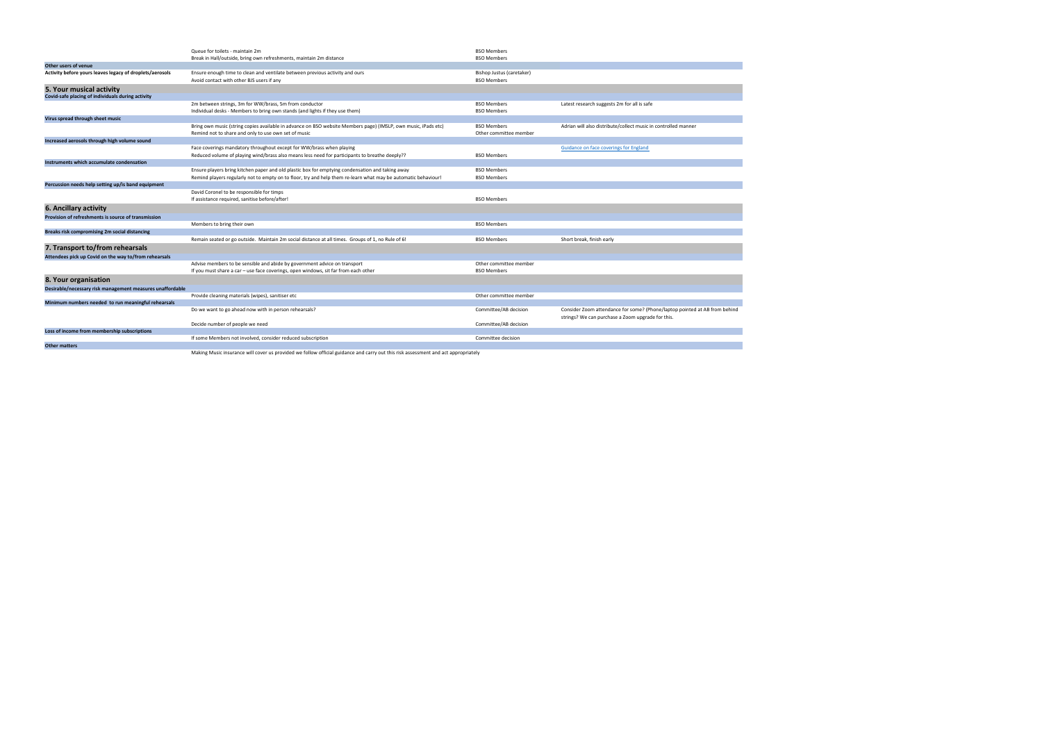| | | | |
|---|---|---|---|
| | Queue for toilets - maintain 2m | BSO Members | |
| | Break in Hall/outside, bring own refreshments, maintain 2m distance | BSO Members | |
| **Other users of venue** | | | |
| **Activity before yours leaves legacy of droplets/aerosols** | Ensure enough time to clean and ventilate between previous activity and ours | Bishop Justus (caretaker) | |
| | Avoid contact with other BJS users if any | BSO Members | |
| **5. Your musical activity** | | | |
| **Covid-safe placing of individuals during activity** | | | |
| | 2m between strings, 3m for WW/brass, 5m from conductor | BSO Members | Latest research suggests 2m for all is safe |
| | Individual desks - Members to bring own stands (and lights if they use them) | BSO Members | |
| **Virus spread through sheet music** | | | |
| | Bring own music (string copies available in advance on BSO website Members page) (IMSLP, own music, iPads etc) | BSO Members | Adrian will also distribute/collect music in controlled manner |
| | Remind not to share and only to use own set of music | Other committee member | |
| **Increased aerosols through high volume sound** | | | |
| | Face coverings mandatory throughout except for WW/brass when playing | | Guidance on face coverings for England |
| | Reduced volume of playing wind/brass also means less need for participants to breathe deeply?? | BSO Members | |
| **Instruments which accumulate condensation** | | | |
| | Ensure players bring kitchen paper and old plastic box for emptying condensation and taking away | BSO Members | |
| | Remind players regularly not to empty on to floor, try and help them re-learn what may be automatic behaviour! | BSO Members | |
| **Percussion needs help setting up/is band equipment** | | | |
| | David Coronel to be responsible for timps | | |
| | If assistance required, sanitise before/after! | BSO Members | |
| **6. Ancillary activity** | | | |
| **Provision of refreshments is source of transmission** | | | |
| | Members to bring their own | BSO Members | |
| **Breaks risk compromising 2m social distancing** | | | |
| | Remain seated or go outside. Maintain 2m social distance at all times. Groups of 1, no Rule of 6! | BSO Members | Short break, finish early |
| **7. Transport to/from rehearsals** | | | |
| **Attendees pick up Covid on the way to/from rehearsals** | | | |
| | Advise members to be sensible and abide by government advice on transport | Other committee member | |
| | If you must share a car – use face coverings, open windows, sit far from each other | BSO Members | |
| **8. Your organisation** | | | |
| **Desirable/necessary risk management measures unaffordable** | | | |
| | Provide cleaning materials (wipes), sanitiser etc | Other committee member | |
| **Minimum numbers needed to run meaningful rehearsals** | | | |
| | Do we want to go ahead now with in person rehearsals? | Committee/AB decision | Consider Zoom attendance for some? (Phone/laptop pointed at AB from behind strings? We can purchase a Zoom upgrade for this. |
| | Decide number of people we need | Committee/AB decision | |
| **Loss of income from membership subscriptions** | | | |
| | If some Members not involved, consider reduced subscription | Committee decision | |
| **Other matters** | | | |
| | Making Music insurance will cover us provided we follow official guidance and carry out this risk assessment and act appropriately | | |